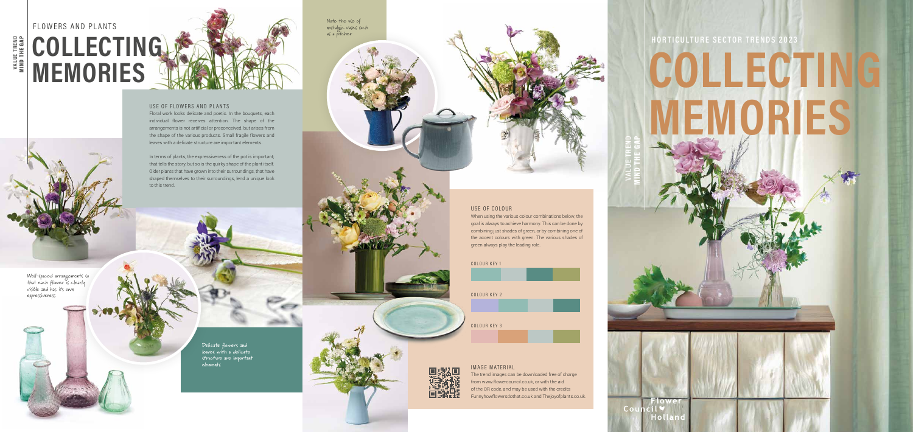VALUE TREND
MIND THE GAP

FLOWERS AND PLANTS

# COLLECTING MEMORIES

## USE OF FLOWERS AND PLANTS

Floral work looks delicate and poetic. In the bouquets, each individual flower receives attention. The shape of the arrangements is not artificial or preconceived, but arises from the shape of the various products. Small fragile flowers and leaves with a delicate structure are important elements.

In terms of plants, the expressiveness of the pot is important; that tells the story, but so is the quirky shape of the plant itself. Older plants that have grown into their surroundings, that have shaped themselves to their surroundings, lend a unique look to this trend.

Well-spaced arrangements so that each flower is clearly visible and has its own expressiveness

Delicate flowers and leaves with a delicate structure are important elements

Note the use of nostalgic vases such as a pitcher

## USE OF COLOUR

When using the various colour combinations below, the goal is always to achieve harmony. This can be done by combining just shades of green, or by combining one of the accent colours with green. The various shades of green always play the leading role.

COLOUR KEY 1

COLOUR KEY 2

COLOUR KEY 3

## IMAGE MATERIAL

The trend images can be downloaded free of charge from www.flowercouncil.co.uk, or with the aid of the QR code, and may be used with the credits Funnyhowflowersdothat.co.uk and Thejoyofplants.co.uk.

HORTICULTURE SECTOR TRENDS 2023

# COLLECTING MEMORIES

VALUE TREND
MIND THE GAP

Flower Council Holland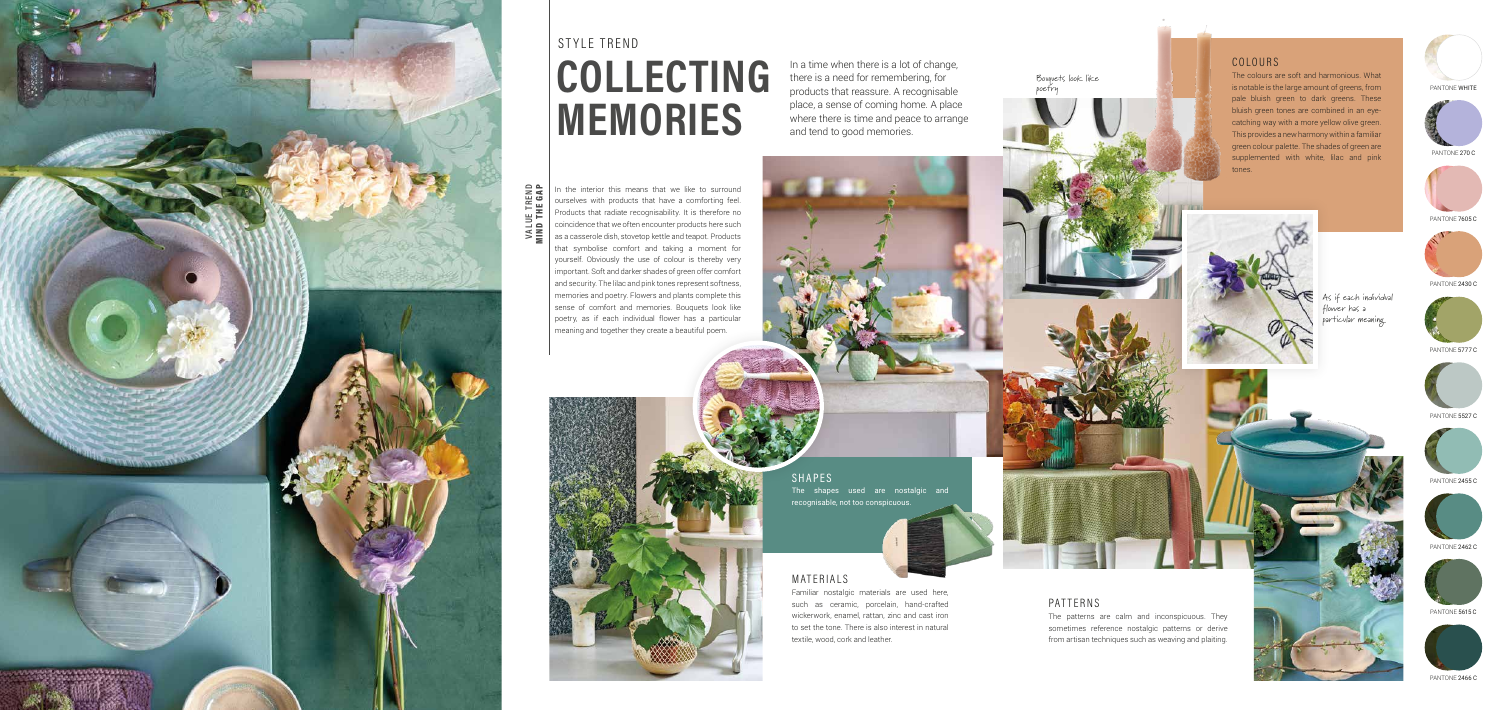STYLE TREND

# COLLECTING MEMORIES

VALUE TREND
MIND THE GAP

In a time when there is a lot of change, there is a need for remembering, for products that reassure. A recognisable place, a sense of coming home. A place where there is time and peace to arrange and tend to good memories.

In the interior this means that we like to surround ourselves with products that have a comforting feel. Products that radiate recognisability. It is therefore no coincidence that we often encounter products here such as a casserole dish, stovetop kettle and teapot. Products that symbolise comfort and taking a moment for yourself. Obviously the use of colour is thereby very important. Soft and darker shades of green offer comfort and security. The lilac and pink tones represent softness, memories and poetry. Flowers and plants complete this sense of comfort and memories. Bouquets look like poetry, as if each individual flower has a particular meaning and together they create a beautiful poem.

Bouquets look like poetry

## COLOURS

The colours are soft and harmonious. What is notable is the large amount of greens, from pale bluish green to dark greens. These bluish green tones are combined in an eye-catching way with a more yellow olive green. This provides a new harmony within a familiar green colour palette. The shades of green are supplemented with white, lilac and pink tones.

As if each individual flower has a particular meaning.

## SHAPES

The shapes used are nostalgic and recognisable, not too conspicuous.

## MATERIALS

Familiar nostalgic materials are used here, such as ceramic, porcelain, hand-crafted wickerwork, enamel, rattan, zinc and cast iron to set the tone. There is also interest in natural textile, wood, cork and leather.

## PATTERNS

The patterns are calm and inconspicuous. They sometimes reference nostalgic patterns or derive from artisan techniques such as weaving and plaiting.

PANTONE WHITE
PANTONE 270 C
PANTONE 7605 C
PANTONE 2430 C
PANTONE 5777 C
PANTONE 5527 C
PANTONE 2455 C
PANTONE 2462 C
PANTONE 5615 C
PANTONE 2466 C